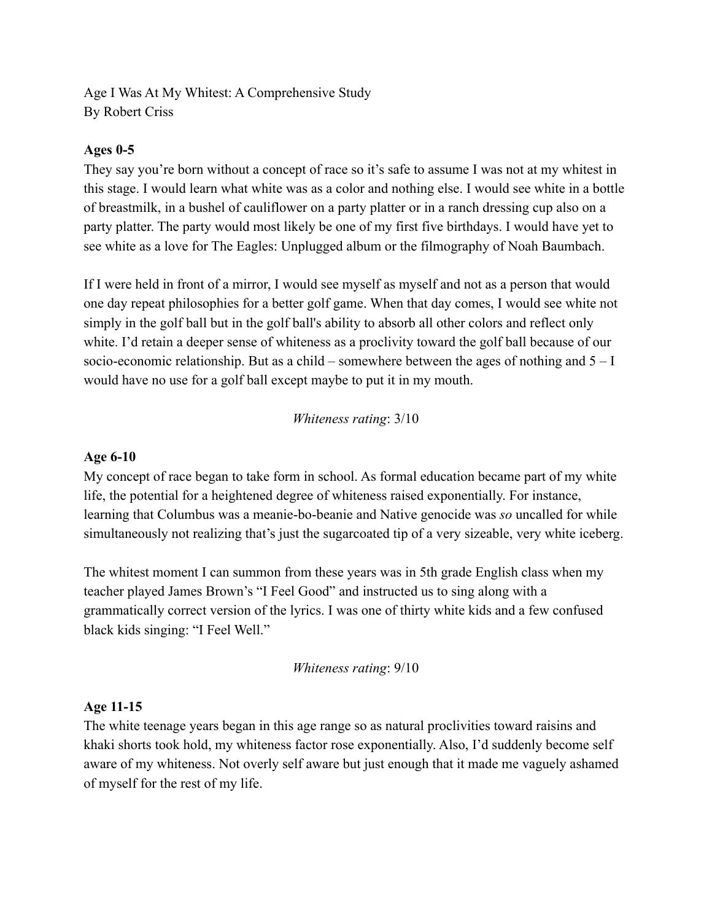Age I Was At My Whitest: A Comprehensive Study
By Robert Criss

**Ages 0-5**

They say you're born without a concept of race so it's safe to assume I was not at my whitest in this stage. I would learn what white was as a color and nothing else. I would see white in a bottle of breastmilk, in a bushel of cauliflower on a party platter or in a ranch dressing cup also on a party platter. The party would most likely be one of my first five birthdays. I would have yet to see white as a love for The Eagles: Unplugged album or the filmography of Noah Baumbach.

If I were held in front of a mirror, I would see myself as myself and not as a person that would one day repeat philosophies for a better golf game. When that day comes, I would see white not simply in the golf ball but in the golf ball's ability to absorb all other colors and reflect only white. I'd retain a deeper sense of whiteness as a proclivity toward the golf ball because of our socio-economic relationship. But as a child – somewhere between the ages of nothing and 5 – I would have no use for a golf ball except maybe to put it in my mouth.

*Whiteness rating*: 3/10

**Age 6-10**

My concept of race began to take form in school. As formal education became part of my white life, the potential for a heightened degree of whiteness raised exponentially. For instance, learning that Columbus was a meanie-bo-beanie and Native genocide was *so* uncalled for while simultaneously not realizing that's just the sugarcoated tip of a very sizeable, very white iceberg.

The whitest moment I can summon from these years was in 5th grade English class when my teacher played James Brown's "I Feel Good" and instructed us to sing along with a grammatically correct version of the lyrics. I was one of thirty white kids and a few confused black kids singing: "I Feel Well."

*Whiteness rating*: 9/10

**Age 11-15**

The white teenage years began in this age range so as natural proclivities toward raisins and khaki shorts took hold, my whiteness factor rose exponentially. Also, I'd suddenly become self aware of my whiteness. Not overly self aware but just enough that it made me vaguely ashamed of myself for the rest of my life.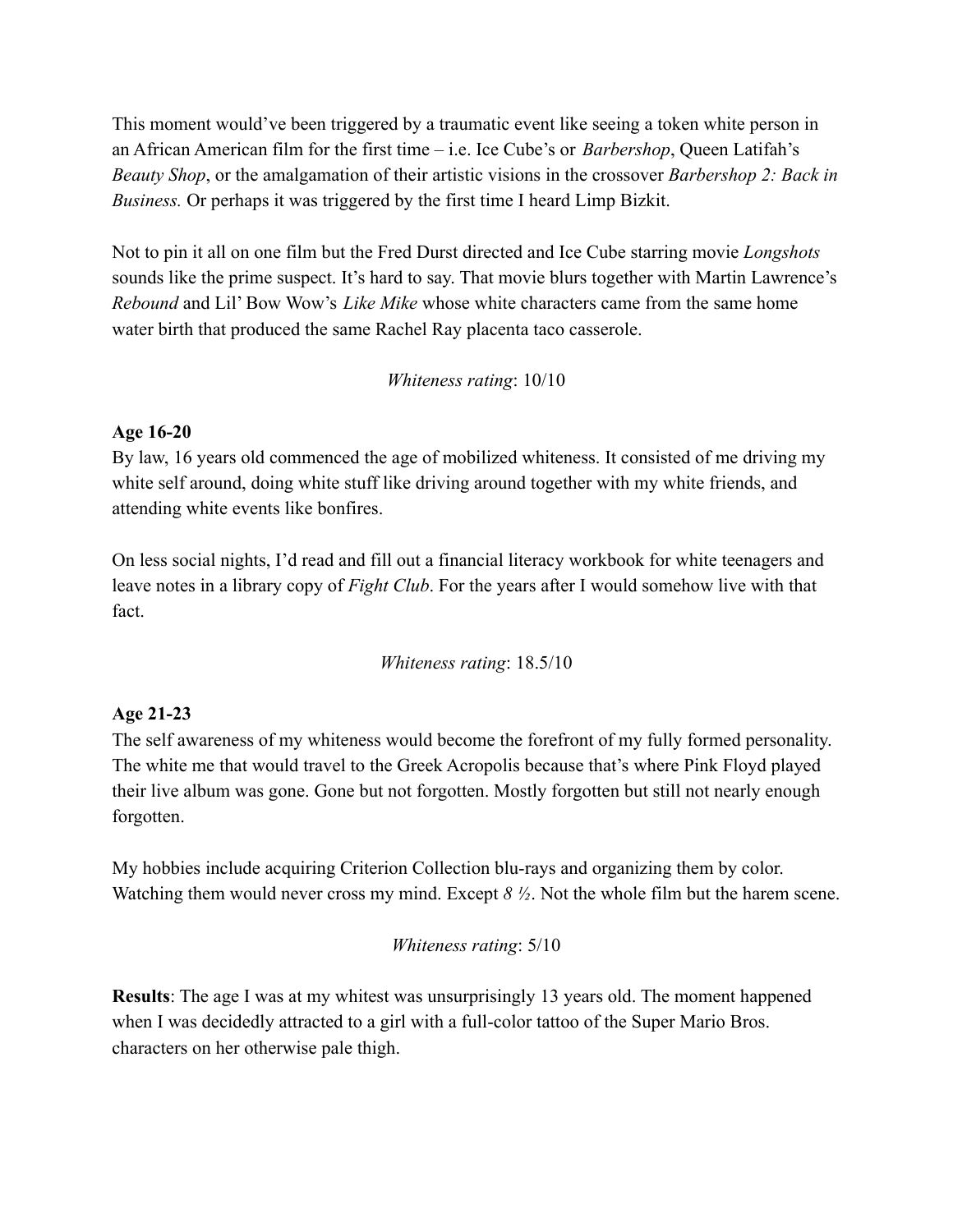This moment would've been triggered by a traumatic event like seeing a token white person in an African American film for the first time – i.e. Ice Cube's or *Barbershop*, Queen Latifah's *Beauty Shop*, or the amalgamation of their artistic visions in the crossover *Barbershop 2: Back in Business.* Or perhaps it was triggered by the first time I heard Limp Bizkit.

Not to pin it all on one film but the Fred Durst directed and Ice Cube starring movie *Longshots* sounds like the prime suspect. It's hard to say. That movie blurs together with Martin Lawrence's *Rebound* and Lil' Bow Wow's *Like Mike* whose white characters came from the same home water birth that produced the same Rachel Ray placenta taco casserole.

*Whiteness rating*: 10/10

**Age 16-20**

By law, 16 years old commenced the age of mobilized whiteness. It consisted of me driving my white self around, doing white stuff like driving around together with my white friends, and attending white events like bonfires.

On less social nights, I'd read and fill out a financial literacy workbook for white teenagers and leave notes in a library copy of *Fight Club*. For the years after I would somehow live with that fact.

*Whiteness rating*: 18.5/10

**Age 21-23**

The self awareness of my whiteness would become the forefront of my fully formed personality. The white me that would travel to the Greek Acropolis because that's where Pink Floyd played their live album was gone. Gone but not forgotten. Mostly forgotten but still not nearly enough forgotten.

My hobbies include acquiring Criterion Collection blu-rays and organizing them by color. Watching them would never cross my mind. Except *8 ½*. Not the whole film but the harem scene.

*Whiteness rating*: 5/10

**Results**: The age I was at my whitest was unsurprisingly 13 years old. The moment happened when I was decidedly attracted to a girl with a full-color tattoo of the Super Mario Bros. characters on her otherwise pale thigh.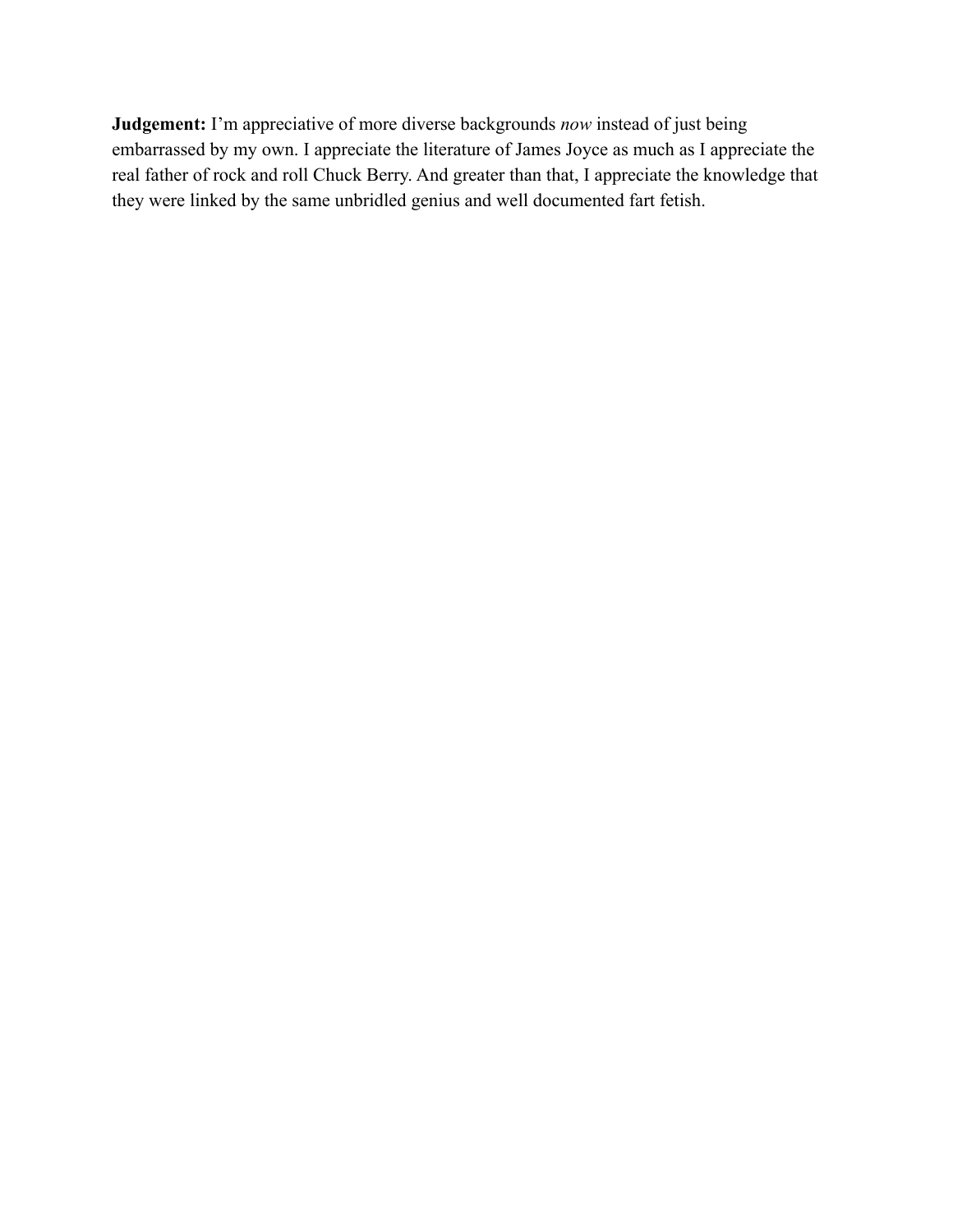**Judgement:** I'm appreciative of more diverse backgrounds *now* instead of just being embarrassed by my own. I appreciate the literature of James Joyce as much as I appreciate the real father of rock and roll Chuck Berry. And greater than that, I appreciate the knowledge that they were linked by the same unbridled genius and well documented fart fetish.